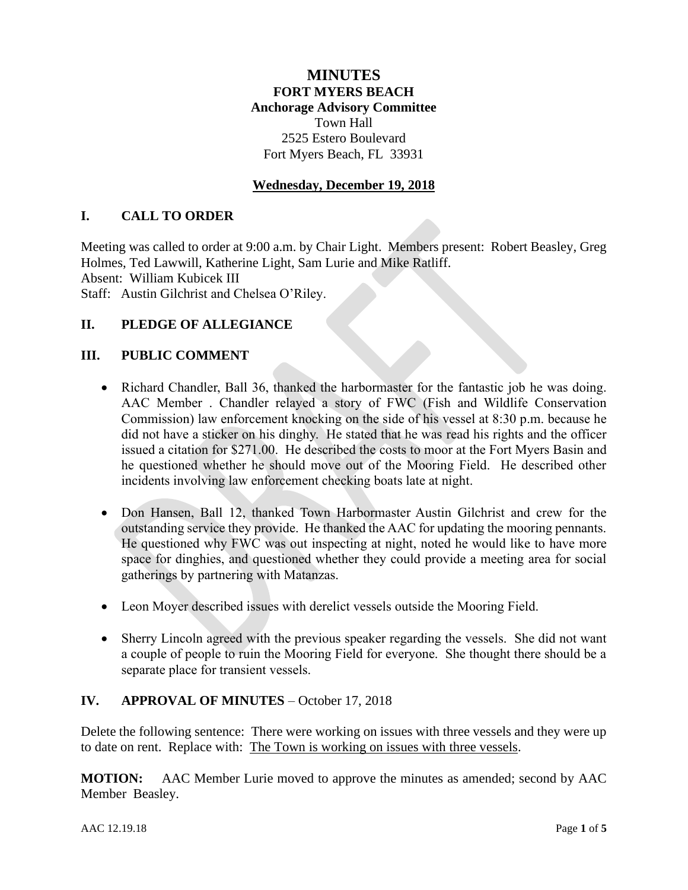# MINUTES

## FORT MYERS BEACH

### Anchorage Advisory Committee

Town Hall
2525 Estero Boulevard
Fort Myers Beach, FL 33931

**Wednesday, December 19, 2018**

## I. CALL TO ORDER

Meeting was called to order at 9:00 a.m. by Chair Light. Members present: Robert Beasley, Greg Holmes, Ted Lawwill, Katherine Light, Sam Lurie and Mike Ratliff.
Absent: William Kubicek III
Staff: Austin Gilchrist and Chelsea O'Riley.

## II. PLEDGE OF ALLEGIANCE

## III. PUBLIC COMMENT

- Richard Chandler, Ball 36, thanked the harbormaster for the fantastic job he was doing. AAC Member . Chandler relayed a story of FWC (Fish and Wildlife Conservation Commission) law enforcement knocking on the side of his vessel at 8:30 p.m. because he did not have a sticker on his dinghy. He stated that he was read his rights and the officer issued a citation for $271.00. He described the costs to moor at the Fort Myers Basin and he questioned whether he should move out of the Mooring Field. He described other incidents involving law enforcement checking boats late at night.

- Don Hansen, Ball 12, thanked Town Harbormaster Austin Gilchrist and crew for the outstanding service they provide. He thanked the AAC for updating the mooring pennants. He questioned why FWC was out inspecting at night, noted he would like to have more space for dinghies, and questioned whether they could provide a meeting area for social gatherings by partnering with Matanzas.

- Leon Moyer described issues with derelict vessels outside the Mooring Field.

- Sherry Lincoln agreed with the previous speaker regarding the vessels. She did not want a couple of people to ruin the Mooring Field for everyone. She thought there should be a separate place for transient vessels.

## IV. APPROVAL OF MINUTES – October 17, 2018

Delete the following sentence: There were working on issues with three vessels and they were up to date on rent. Replace with: The Town is working on issues with three vessels.

**MOTION:** AAC Member Lurie moved to approve the minutes as amended; second by AAC Member Beasley.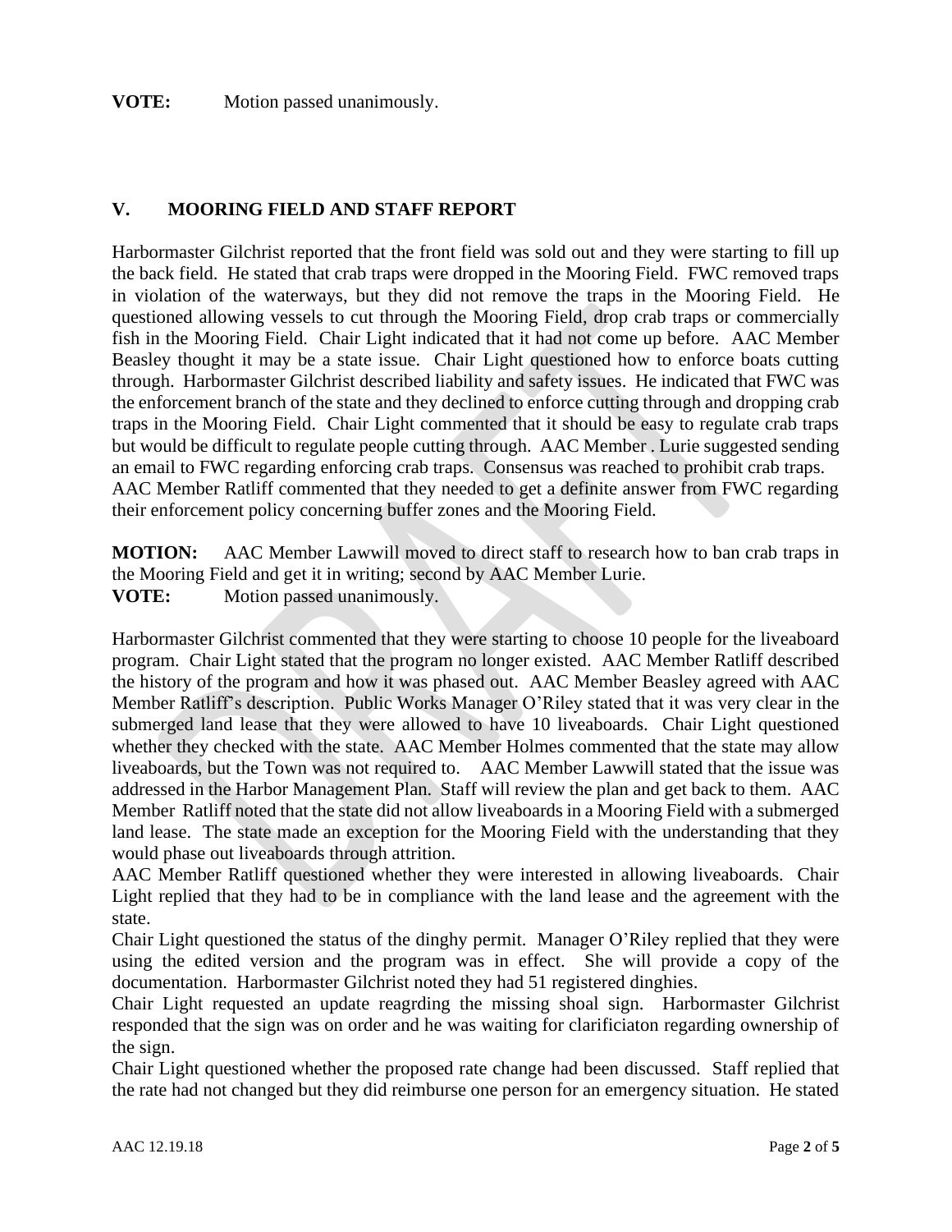**VOTE:** Motion passed unanimously.

## V. MOORING FIELD AND STAFF REPORT

Harbormaster Gilchrist reported that the front field was sold out and they were starting to fill up the back field. He stated that crab traps were dropped in the Mooring Field. FWC removed traps in violation of the waterways, but they did not remove the traps in the Mooring Field. He questioned allowing vessels to cut through the Mooring Field, drop crab traps or commercially fish in the Mooring Field. Chair Light indicated that it had not come up before. AAC Member Beasley thought it may be a state issue. Chair Light questioned how to enforce boats cutting through. Harbormaster Gilchrist described liability and safety issues. He indicated that FWC was the enforcement branch of the state and they declined to enforce cutting through and dropping crab traps in the Mooring Field. Chair Light commented that it should be easy to regulate crab traps but would be difficult to regulate people cutting through. AAC Member . Lurie suggested sending an email to FWC regarding enforcing crab traps. Consensus was reached to prohibit crab traps. AAC Member Ratliff commented that they needed to get a definite answer from FWC regarding their enforcement policy concerning buffer zones and the Mooring Field.

**MOTION:** AAC Member Lawwill moved to direct staff to research how to ban crab traps in the Mooring Field and get it in writing; second by AAC Member Lurie.
**VOTE:** Motion passed unanimously.

Harbormaster Gilchrist commented that they were starting to choose 10 people for the liveaboard program. Chair Light stated that the program no longer existed. AAC Member Ratliff described the history of the program and how it was phased out. AAC Member Beasley agreed with AAC Member Ratliff's description. Public Works Manager O'Riley stated that it was very clear in the submerged land lease that they were allowed to have 10 liveaboards. Chair Light questioned whether they checked with the state. AAC Member Holmes commented that the state may allow liveaboards, but the Town was not required to. AAC Member Lawwill stated that the issue was addressed in the Harbor Management Plan. Staff will review the plan and get back to them. AAC Member Ratliff noted that the state did not allow liveaboards in a Mooring Field with a submerged land lease. The state made an exception for the Mooring Field with the understanding that they would phase out liveaboards through attrition.
AAC Member Ratliff questioned whether they were interested in allowing liveaboards. Chair Light replied that they had to be in compliance with the land lease and the agreement with the state.
Chair Light questioned the status of the dinghy permit. Manager O'Riley replied that they were using the edited version and the program was in effect. She will provide a copy of the documentation. Harbormaster Gilchrist noted they had 51 registered dinghies.
Chair Light requested an update reagrding the missing shoal sign. Harbormaster Gilchrist responded that the sign was on order and he was waiting for clarificiaton regarding ownership of the sign.
Chair Light questioned whether the proposed rate change had been discussed. Staff replied that the rate had not changed but they did reimburse one person for an emergency situation. He stated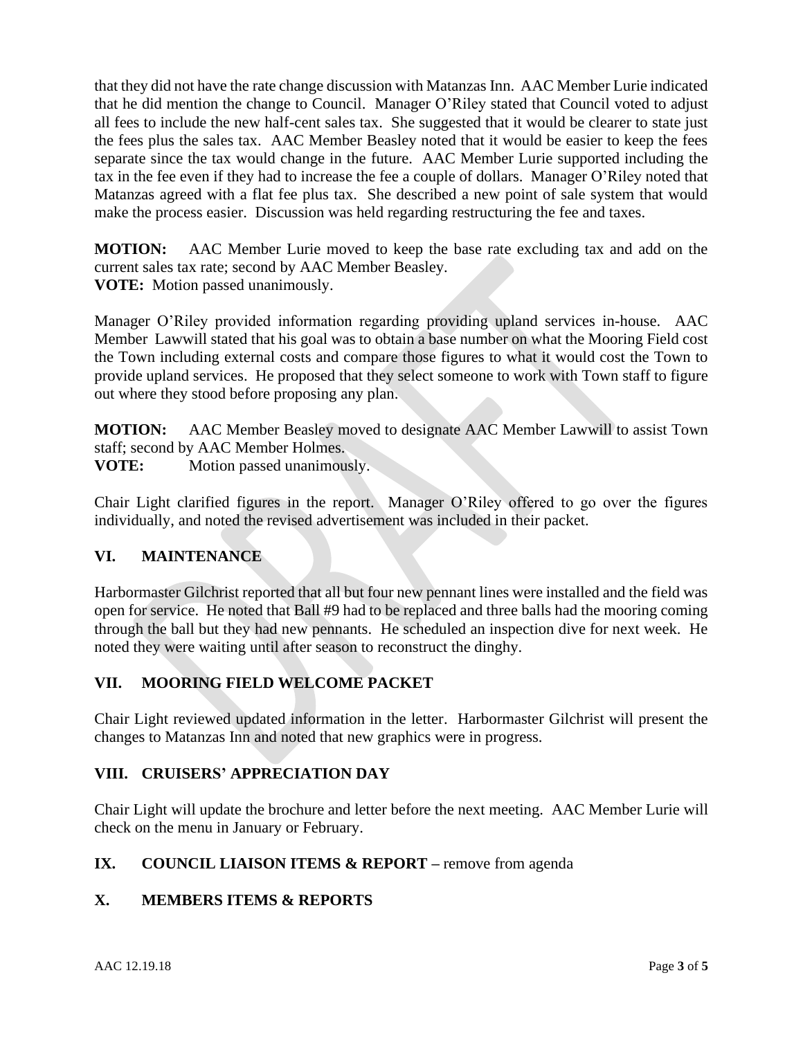that they did not have the rate change discussion with Matanzas Inn. AAC Member Lurie indicated that he did mention the change to Council. Manager O'Riley stated that Council voted to adjust all fees to include the new half-cent sales tax. She suggested that it would be clearer to state just the fees plus the sales tax. AAC Member Beasley noted that it would be easier to keep the fees separate since the tax would change in the future. AAC Member Lurie supported including the tax in the fee even if they had to increase the fee a couple of dollars. Manager O'Riley noted that Matanzas agreed with a flat fee plus tax. She described a new point of sale system that would make the process easier. Discussion was held regarding restructuring the fee and taxes.

**MOTION:** AAC Member Lurie moved to keep the base rate excluding tax and add on the current sales tax rate; second by AAC Member Beasley.
**VOTE:** Motion passed unanimously.

Manager O'Riley provided information regarding providing upland services in-house. AAC Member Lawwill stated that his goal was to obtain a base number on what the Mooring Field cost the Town including external costs and compare those figures to what it would cost the Town to provide upland services. He proposed that they select someone to work with Town staff to figure out where they stood before proposing any plan.

**MOTION:** AAC Member Beasley moved to designate AAC Member Lawwill to assist Town staff; second by AAC Member Holmes.
**VOTE:** Motion passed unanimously.

Chair Light clarified figures in the report. Manager O'Riley offered to go over the figures individually, and noted the revised advertisement was included in their packet.

## VI. MAINTENANCE

Harbormaster Gilchrist reported that all but four new pennant lines were installed and the field was open for service. He noted that Ball #9 had to be replaced and three balls had the mooring coming through the ball but they had new pennants. He scheduled an inspection dive for next week. He noted they were waiting until after season to reconstruct the dinghy.

## VII. MOORING FIELD WELCOME PACKET

Chair Light reviewed updated information in the letter. Harbormaster Gilchrist will present the changes to Matanzas Inn and noted that new graphics were in progress.

## VIII. CRUISERS' APPRECIATION DAY

Chair Light will update the brochure and letter before the next meeting. AAC Member Lurie will check on the menu in January or February.

## IX. COUNCIL LIAISON ITEMS & REPORT – remove from agenda

## X. MEMBERS ITEMS & REPORTS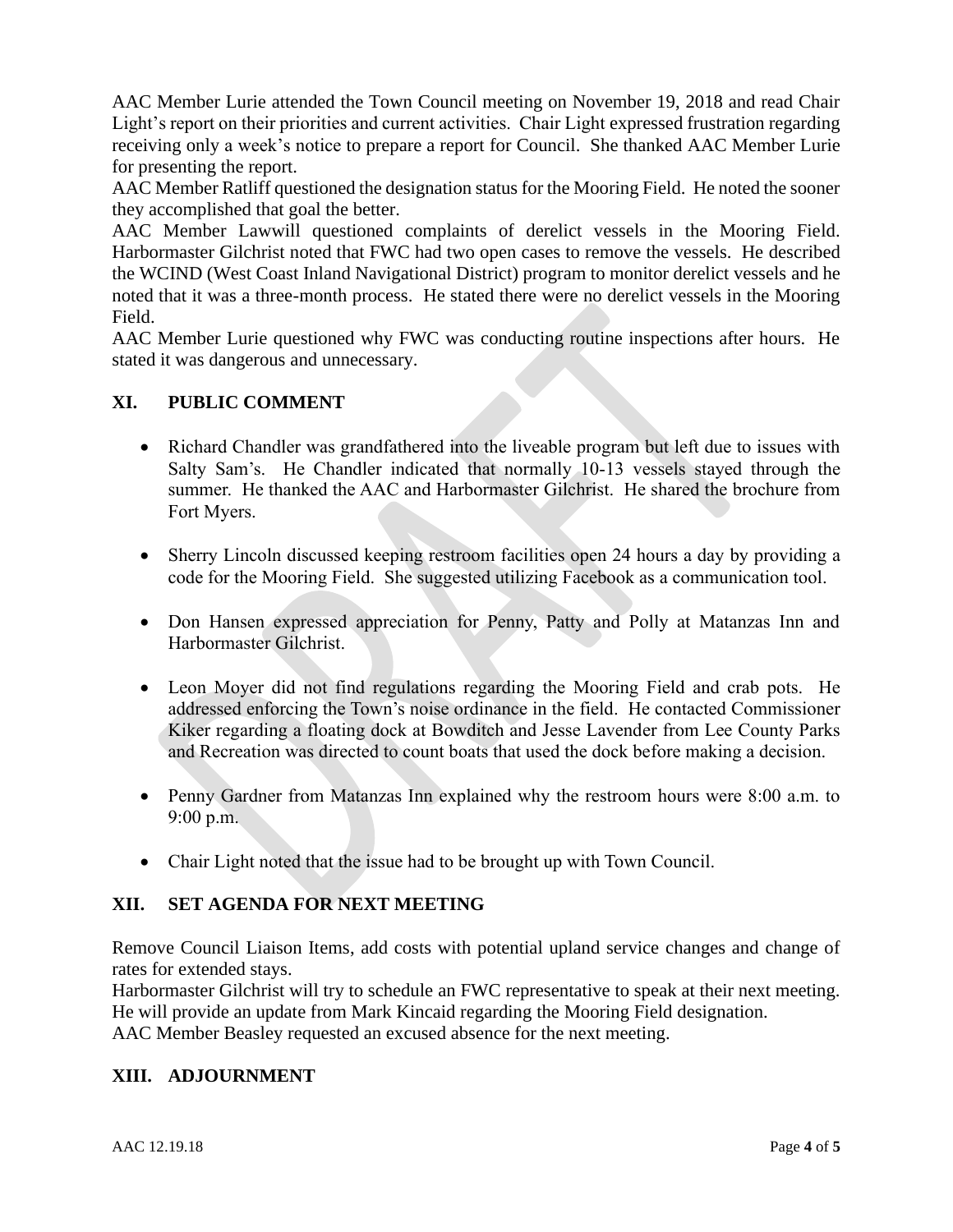AAC Member Lurie attended the Town Council meeting on November 19, 2018 and read Chair Light's report on their priorities and current activities. Chair Light expressed frustration regarding receiving only a week's notice to prepare a report for Council. She thanked AAC Member Lurie for presenting the report.

AAC Member Ratliff questioned the designation status for the Mooring Field. He noted the sooner they accomplished that goal the better.

AAC Member Lawwill questioned complaints of derelict vessels in the Mooring Field. Harbormaster Gilchrist noted that FWC had two open cases to remove the vessels. He described the WCIND (West Coast Inland Navigational District) program to monitor derelict vessels and he noted that it was a three-month process. He stated there were no derelict vessels in the Mooring Field.

AAC Member Lurie questioned why FWC was conducting routine inspections after hours. He stated it was dangerous and unnecessary.

## XI. PUBLIC COMMENT

- Richard Chandler was grandfathered into the liveable program but left due to issues with Salty Sam's. He Chandler indicated that normally 10-13 vessels stayed through the summer. He thanked the AAC and Harbormaster Gilchrist. He shared the brochure from Fort Myers.
- Sherry Lincoln discussed keeping restroom facilities open 24 hours a day by providing a code for the Mooring Field. She suggested utilizing Facebook as a communication tool.
- Don Hansen expressed appreciation for Penny, Patty and Polly at Matanzas Inn and Harbormaster Gilchrist.
- Leon Moyer did not find regulations regarding the Mooring Field and crab pots. He addressed enforcing the Town's noise ordinance in the field. He contacted Commissioner Kiker regarding a floating dock at Bowditch and Jesse Lavender from Lee County Parks and Recreation was directed to count boats that used the dock before making a decision.
- Penny Gardner from Matanzas Inn explained why the restroom hours were 8:00 a.m. to 9:00 p.m.
- Chair Light noted that the issue had to be brought up with Town Council.

## XII. SET AGENDA FOR NEXT MEETING

Remove Council Liaison Items, add costs with potential upland service changes and change of rates for extended stays.

Harbormaster Gilchrist will try to schedule an FWC representative to speak at their next meeting. He will provide an update from Mark Kincaid regarding the Mooring Field designation.

AAC Member Beasley requested an excused absence for the next meeting.

## XIII. ADJOURNMENT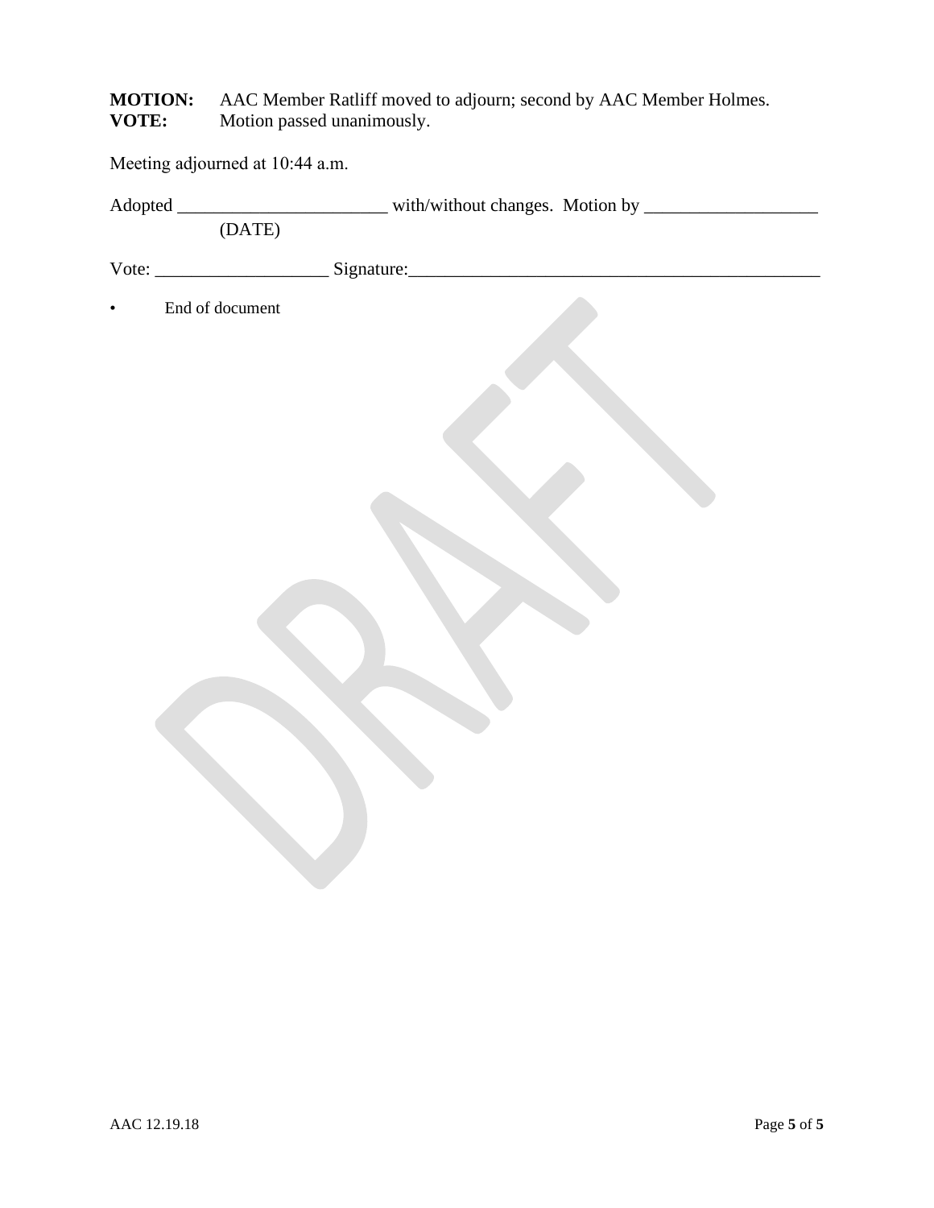**MOTION:** AAC Member Ratliff moved to adjourn; second by AAC Member Holmes.
**VOTE:** Motion passed unanimously.

Meeting adjourned at 10:44 a.m.

Adopted ______________________ with/without changes. Motion by __________________
(DATE)

Vote: __________________ Signature:____________________________________________

- End of document